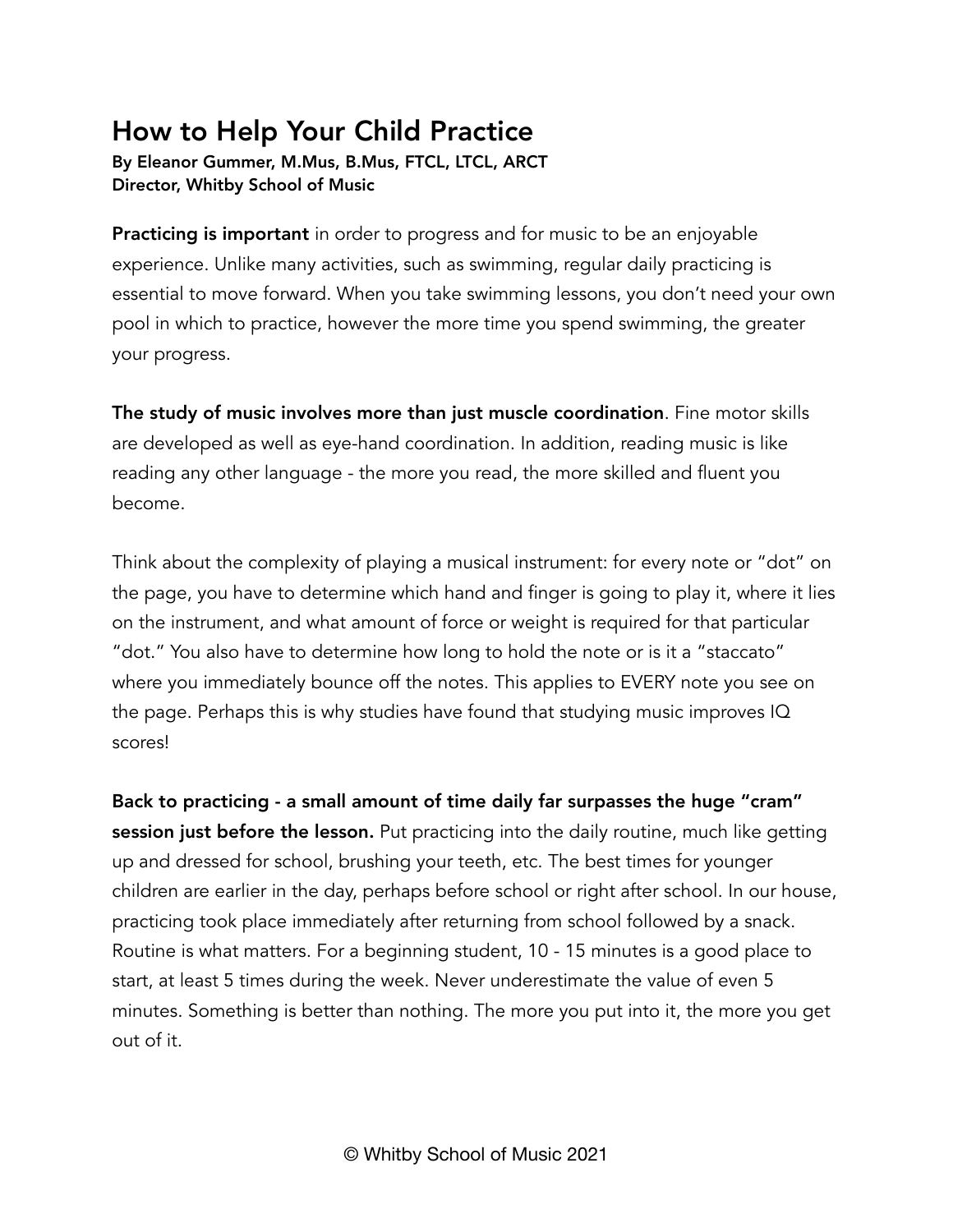# How to Help Your Child Practice

**By Eleanor Gummer, M.Mus, B.Mus, FTCL, LTCL, ARCT**
**Director, Whitby School of Music**

**Practicing is important** in order to progress and for music to be an enjoyable experience. Unlike many activities, such as swimming, regular daily practicing is essential to move forward. When you take swimming lessons, you don't need your own pool in which to practice, however the more time you spend swimming, the greater your progress.

**The study of music involves more than just muscle coordination**. Fine motor skills are developed as well as eye-hand coordination. In addition, reading music is like reading any other language - the more you read, the more skilled and fluent you become.

Think about the complexity of playing a musical instrument: for every note or "dot" on the page, you have to determine which hand and finger is going to play it, where it lies on the instrument, and what amount of force or weight is required for that particular "dot." You also have to determine how long to hold the note or is it a "staccato" where you immediately bounce off the notes. This applies to EVERY note you see on the page. Perhaps this is why studies have found that studying music improves IQ scores!

**Back to practicing - a small amount of time daily far surpasses the huge "cram" session just before the lesson.** Put practicing into the daily routine, much like getting up and dressed for school, brushing your teeth, etc. The best times for younger children are earlier in the day, perhaps before school or right after school. In our house, practicing took place immediately after returning from school followed by a snack. Routine is what matters. For a beginning student, 10 - 15 minutes is a good place to start, at least 5 times during the week. Never underestimate the value of even 5 minutes. Something is better than nothing. The more you put into it, the more you get out of it.

© Whitby School of Music 2021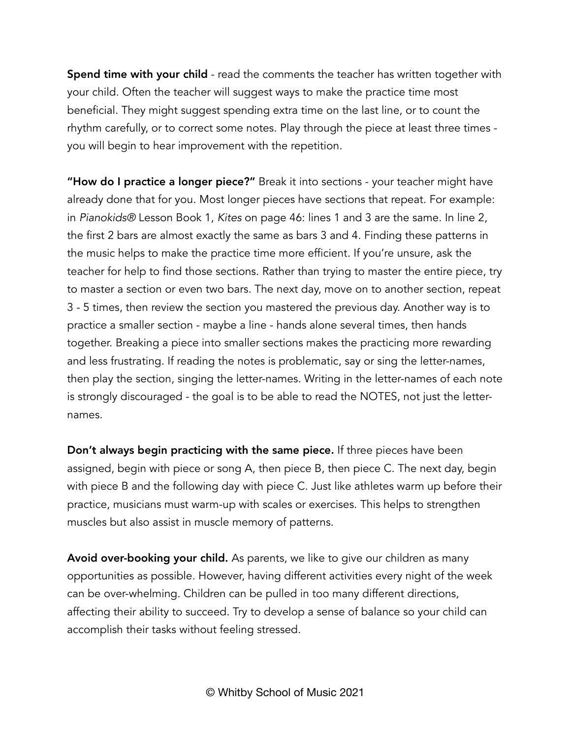**Spend time with your child** - read the comments the teacher has written together with your child. Often the teacher will suggest ways to make the practice time most beneficial. They might suggest spending extra time on the last line, or to count the rhythm carefully, or to correct some notes. Play through the piece at least three times - you will begin to hear improvement with the repetition.

**"How do I practice a longer piece?"** Break it into sections - your teacher might have already done that for you. Most longer pieces have sections that repeat. For example: in *Pianokids®* Lesson Book 1, *Kites* on page 46: lines 1 and 3 are the same. In line 2, the first 2 bars are almost exactly the same as bars 3 and 4. Finding these patterns in the music helps to make the practice time more efficient. If you're unsure, ask the teacher for help to find those sections. Rather than trying to master the entire piece, try to master a section or even two bars. The next day, move on to another section, repeat 3 - 5 times, then review the section you mastered the previous day. Another way is to practice a smaller section - maybe a line - hands alone several times, then hands together. Breaking a piece into smaller sections makes the practicing more rewarding and less frustrating. If reading the notes is problematic, say or sing the letter-names, then play the section, singing the letter-names. Writing in the letter-names of each note is strongly discouraged - the goal is to be able to read the NOTES, not just the letter-names.

**Don't always begin practicing with the same piece.** If three pieces have been assigned, begin with piece or song A, then piece B, then piece C. The next day, begin with piece B and the following day with piece C. Just like athletes warm up before their practice, musicians must warm-up with scales or exercises. This helps to strengthen muscles but also assist in muscle memory of patterns.

**Avoid over-booking your child.** As parents, we like to give our children as many opportunities as possible. However, having different activities every night of the week can be over-whelming. Children can be pulled in too many different directions, affecting their ability to succeed. Try to develop a sense of balance so your child can accomplish their tasks without feeling stressed.

© Whitby School of Music 2021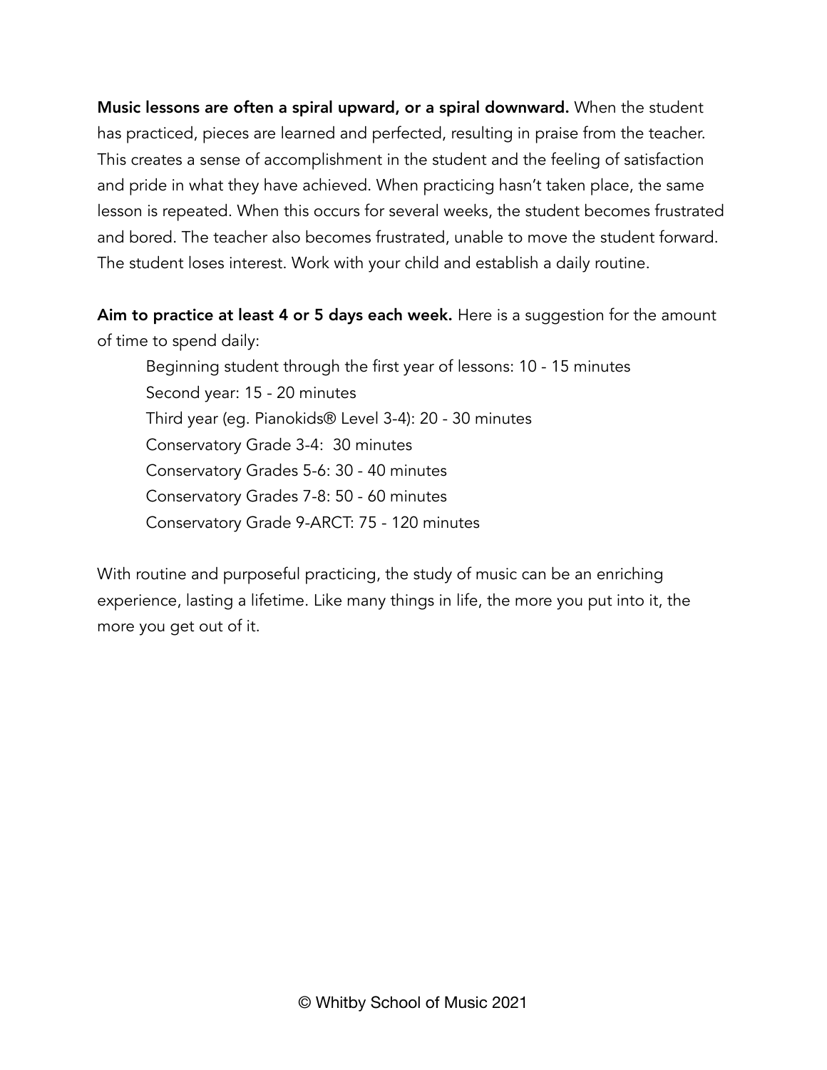**Music lessons are often a spiral upward, or a spiral downward.** When the student has practiced, pieces are learned and perfected, resulting in praise from the teacher. This creates a sense of accomplishment in the student and the feeling of satisfaction and pride in what they have achieved. When practicing hasn't taken place, the same lesson is repeated. When this occurs for several weeks, the student becomes frustrated and bored. The teacher also becomes frustrated, unable to move the student forward. The student loses interest. Work with your child and establish a daily routine.

**Aim to practice at least 4 or 5 days each week.** Here is a suggestion for the amount of time to spend daily:

Beginning student through the first year of lessons: 10 - 15 minutes
Second year: 15 - 20 minutes
Third year (eg. Pianokids® Level 3-4): 20 - 30 minutes
Conservatory Grade 3-4: 30 minutes
Conservatory Grades 5-6: 30 - 40 minutes
Conservatory Grades 7-8: 50 - 60 minutes
Conservatory Grade 9-ARCT: 75 - 120 minutes

With routine and purposeful practicing, the study of music can be an enriching experience, lasting a lifetime. Like many things in life, the more you put into it, the more you get out of it.

© Whitby School of Music 2021